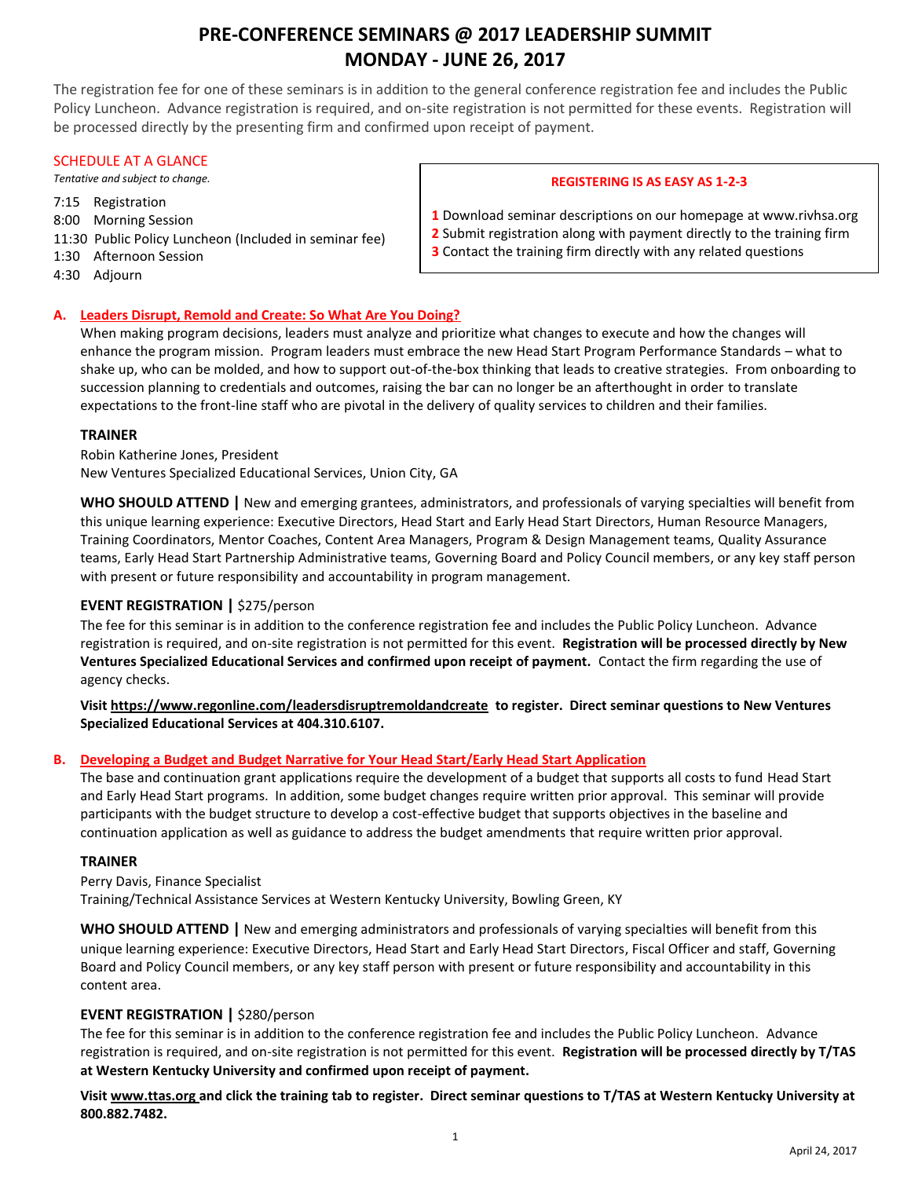# PRE-CONFERENCE SEMINARS @ 2017 LEADERSHIP SUMMIT
# MONDAY - JUNE 26, 2017

The registration fee for one of these seminars is in addition to the general conference registration fee and includes the Public Policy Luncheon. Advance registration is required, and on-site registration is not permitted for these events. Registration will be processed directly by the presenting firm and confirmed upon receipt of payment.

## SCHEDULE AT A GLANCE

*Tentative and subject to change.*

7:15 Registration
8:00 Morning Session
11:30 Public Policy Luncheon (Included in seminar fee)
1:30 Afternoon Session
4:30 Adjourn

**REGISTERING IS AS EASY AS 1-2-3**

**1** Download seminar descriptions on our homepage at www.rivhsa.org
**2** Submit registration along with payment directly to the training firm
**3** Contact the training firm directly with any related questions

## A. Leaders Disrupt, Remold and Create: So What Are You Doing?

When making program decisions, leaders must analyze and prioritize what changes to execute and how the changes will enhance the program mission. Program leaders must embrace the new Head Start Program Performance Standards – what to shake up, who can be molded, and how to support out-of-the-box thinking that leads to creative strategies. From onboarding to succession planning to credentials and outcomes, raising the bar can no longer be an afterthought in order to translate expectations to the front-line staff who are pivotal in the delivery of quality services to children and their families.

**TRAINER**

Robin Katherine Jones, President
New Ventures Specialized Educational Services, Union City, GA

**WHO SHOULD ATTEND |** New and emerging grantees, administrators, and professionals of varying specialties will benefit from this unique learning experience: Executive Directors, Head Start and Early Head Start Directors, Human Resource Managers, Training Coordinators, Mentor Coaches, Content Area Managers, Program & Design Management teams, Quality Assurance teams, Early Head Start Partnership Administrative teams, Governing Board and Policy Council members, or any key staff person with present or future responsibility and accountability in program management.

**EVENT REGISTRATION |** $275/person

The fee for this seminar is in addition to the conference registration fee and includes the Public Policy Luncheon. Advance registration is required, and on-site registration is not permitted for this event. **Registration will be processed directly by New Ventures Specialized Educational Services and confirmed upon receipt of payment.** Contact the firm regarding the use of agency checks.

**Visit https://www.regonline.com/leadersdisruptremoldandcreate to register. Direct seminar questions to New Ventures Specialized Educational Services at 404.310.6107.**

## B. Developing a Budget and Budget Narrative for Your Head Start/Early Head Start Application

The base and continuation grant applications require the development of a budget that supports all costs to fund Head Start and Early Head Start programs. In addition, some budget changes require written prior approval. This seminar will provide participants with the budget structure to develop a cost-effective budget that supports objectives in the baseline and continuation application as well as guidance to address the budget amendments that require written prior approval.

**TRAINER**

Perry Davis, Finance Specialist
Training/Technical Assistance Services at Western Kentucky University, Bowling Green, KY

**WHO SHOULD ATTEND |** New and emerging administrators and professionals of varying specialties will benefit from this unique learning experience: Executive Directors, Head Start and Early Head Start Directors, Fiscal Officer and staff, Governing Board and Policy Council members, or any key staff person with present or future responsibility and accountability in this content area.

**EVENT REGISTRATION |** $280/person

The fee for this seminar is in addition to the conference registration fee and includes the Public Policy Luncheon. Advance registration is required, and on-site registration is not permitted for this event. **Registration will be processed directly by T/TAS at Western Kentucky University and confirmed upon receipt of payment.**

**Visit www.ttas.org and click the training tab to register. Direct seminar questions to T/TAS at Western Kentucky University at 800.882.7482.**

April 24, 2017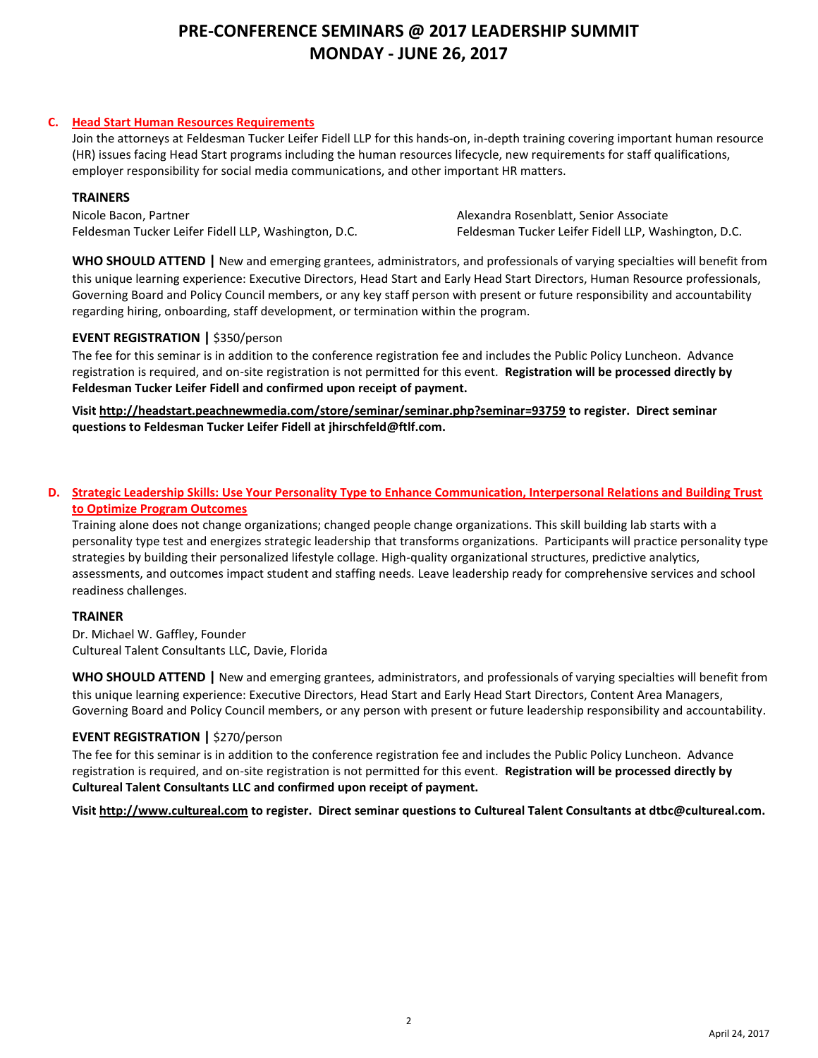# PRE-CONFERENCE SEMINARS @ 2017 LEADERSHIP SUMMIT
# MONDAY - JUNE 26, 2017

## C. Head Start Human Resources Requirements

Join the attorneys at Feldesman Tucker Leifer Fidell LLP for this hands-on, in-depth training covering important human resource (HR) issues facing Head Start programs including the human resources lifecycle, new requirements for staff qualifications, employer responsibility for social media communications, and other important HR matters.

**TRAINERS**

Nicole Bacon, Partner
Feldesman Tucker Leifer Fidell LLP, Washington, D.C.

Alexandra Rosenblatt, Senior Associate
Feldesman Tucker Leifer Fidell LLP, Washington, D.C.

**WHO SHOULD ATTEND |** New and emerging grantees, administrators, and professionals of varying specialties will benefit from this unique learning experience: Executive Directors, Head Start and Early Head Start Directors, Human Resource professionals, Governing Board and Policy Council members, or any key staff person with present or future responsibility and accountability regarding hiring, onboarding, staff development, or termination within the program.

**EVENT REGISTRATION |** $350/person

The fee for this seminar is in addition to the conference registration fee and includes the Public Policy Luncheon. Advance registration is required, and on-site registration is not permitted for this event. **Registration will be processed directly by Feldesman Tucker Leifer Fidell and confirmed upon receipt of payment.**

**Visit http://headstart.peachnewmedia.com/store/seminar/seminar.php?seminar=93759 to register. Direct seminar questions to Feldesman Tucker Leifer Fidell at jhirschfeld@ftlf.com.**

## D. Strategic Leadership Skills: Use Your Personality Type to Enhance Communication, Interpersonal Relations and Building Trust to Optimize Program Outcomes

Training alone does not change organizations; changed people change organizations. This skill building lab starts with a personality type test and energizes strategic leadership that transforms organizations. Participants will practice personality type strategies by building their personalized lifestyle collage. High-quality organizational structures, predictive analytics, assessments, and outcomes impact student and staffing needs. Leave leadership ready for comprehensive services and school readiness challenges.

**TRAINER**

Dr. Michael W. Gaffley, Founder
Cultureal Talent Consultants LLC, Davie, Florida

**WHO SHOULD ATTEND |** New and emerging grantees, administrators, and professionals of varying specialties will benefit from this unique learning experience: Executive Directors, Head Start and Early Head Start Directors, Content Area Managers, Governing Board and Policy Council members, or any person with present or future leadership responsibility and accountability.

**EVENT REGISTRATION |** $270/person

The fee for this seminar is in addition to the conference registration fee and includes the Public Policy Luncheon. Advance registration is required, and on-site registration is not permitted for this event. **Registration will be processed directly by Cultureal Talent Consultants LLC and confirmed upon receipt of payment.**

**Visit http://www.cultureal.com to register. Direct seminar questions to Cultureal Talent Consultants at dtbc@cultureal.com.**

April 24, 2017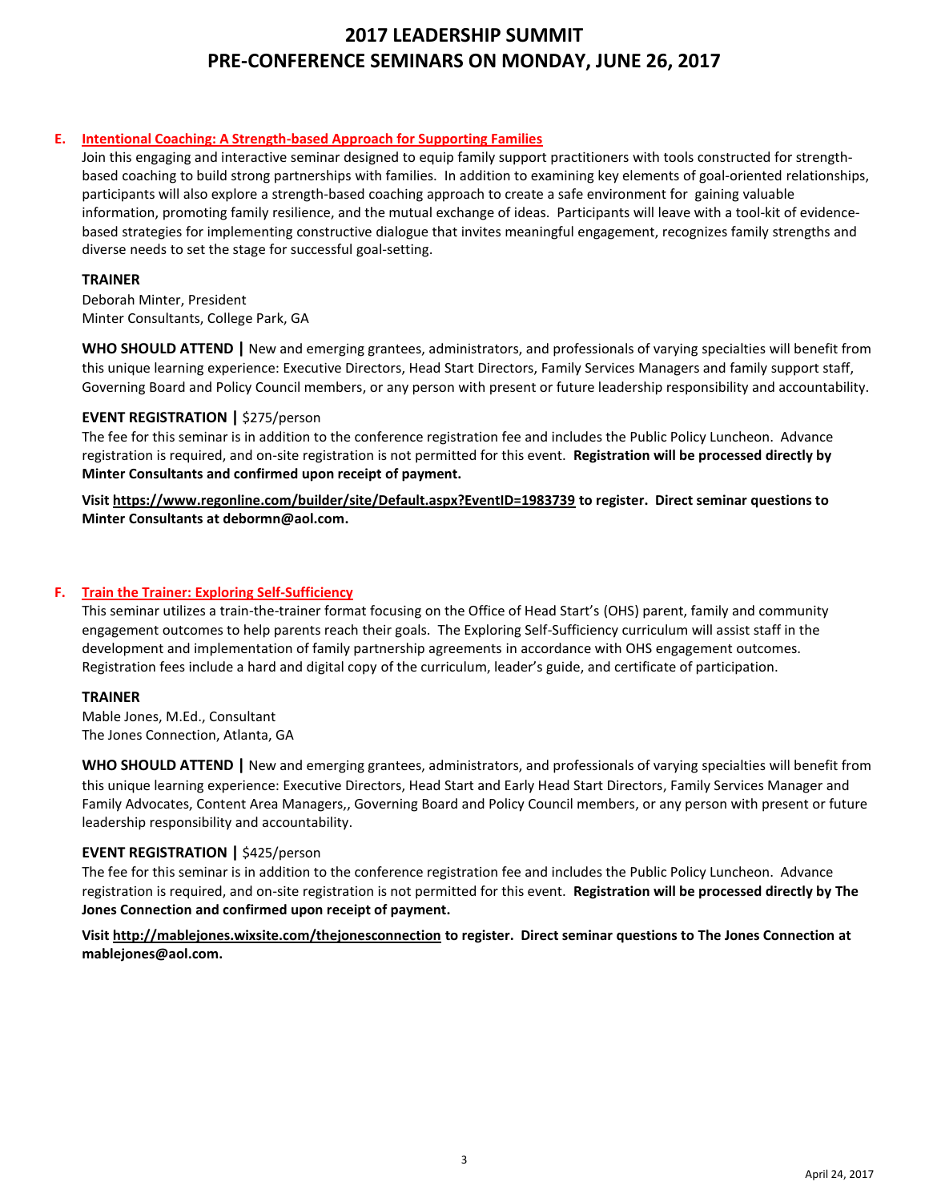# 2017 LEADERSHIP SUMMIT
# PRE-CONFERENCE SEMINARS ON MONDAY, JUNE 26, 2017

## E. Intentional Coaching: A Strength-based Approach for Supporting Families

Join this engaging and interactive seminar designed to equip family support practitioners with tools constructed for strength-based coaching to build strong partnerships with families. In addition to examining key elements of goal-oriented relationships, participants will also explore a strength-based coaching approach to create a safe environment for gaining valuable information, promoting family resilience, and the mutual exchange of ideas. Participants will leave with a tool-kit of evidence-based strategies for implementing constructive dialogue that invites meaningful engagement, recognizes family strengths and diverse needs to set the stage for successful goal-setting.

**TRAINER**

Deborah Minter, President
Minter Consultants, College Park, GA

**WHO SHOULD ATTEND |** New and emerging grantees, administrators, and professionals of varying specialties will benefit from this unique learning experience: Executive Directors, Head Start Directors, Family Services Managers and family support staff, Governing Board and Policy Council members, or any person with present or future leadership responsibility and accountability.

**EVENT REGISTRATION |** $275/person

The fee for this seminar is in addition to the conference registration fee and includes the Public Policy Luncheon. Advance registration is required, and on-site registration is not permitted for this event. **Registration will be processed directly by Minter Consultants and confirmed upon receipt of payment.**

**Visit https://www.regonline.com/builder/site/Default.aspx?EventID=1983739 to register. Direct seminar questions to Minter Consultants at debormn@aol.com.**

## F. Train the Trainer: Exploring Self-Sufficiency

This seminar utilizes a train-the-trainer format focusing on the Office of Head Start's (OHS) parent, family and community engagement outcomes to help parents reach their goals. The Exploring Self-Sufficiency curriculum will assist staff in the development and implementation of family partnership agreements in accordance with OHS engagement outcomes. Registration fees include a hard and digital copy of the curriculum, leader's guide, and certificate of participation.

**TRAINER**

Mable Jones, M.Ed., Consultant
The Jones Connection, Atlanta, GA

**WHO SHOULD ATTEND |** New and emerging grantees, administrators, and professionals of varying specialties will benefit from this unique learning experience: Executive Directors, Head Start and Early Head Start Directors, Family Services Manager and Family Advocates, Content Area Managers,, Governing Board and Policy Council members, or any person with present or future leadership responsibility and accountability.

**EVENT REGISTRATION |** $425/person

The fee for this seminar is in addition to the conference registration fee and includes the Public Policy Luncheon. Advance registration is required, and on-site registration is not permitted for this event. **Registration will be processed directly by The Jones Connection and confirmed upon receipt of payment.**

**Visit http://mablejones.wixsite.com/thejonesconnection to register. Direct seminar questions to The Jones Connection at mablejones@aol.com.**

April 24, 2017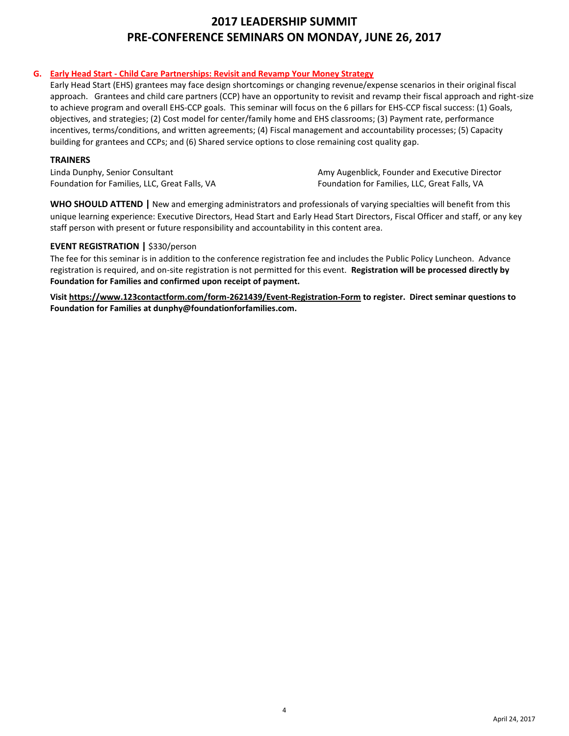# 2017 LEADERSHIP SUMMIT
# PRE-CONFERENCE SEMINARS ON MONDAY, JUNE 26, 2017

## G. Early Head Start - Child Care Partnerships: Revisit and Revamp Your Money Strategy

Early Head Start (EHS) grantees may face design shortcomings or changing revenue/expense scenarios in their original fiscal approach. Grantees and child care partners (CCP) have an opportunity to revisit and revamp their fiscal approach and right-size to achieve program and overall EHS-CCP goals. This seminar will focus on the 6 pillars for EHS-CCP fiscal success: (1) Goals, objectives, and strategies; (2) Cost model for center/family home and EHS classrooms; (3) Payment rate, performance incentives, terms/conditions, and written agreements; (4) Fiscal management and accountability processes; (5) Capacity building for grantees and CCPs; and (6) Shared service options to close remaining cost quality gap.

**TRAINERS**

Linda Dunphy, Senior Consultant
Foundation for Families, LLC, Great Falls, VA

Amy Augenblick, Founder and Executive Director
Foundation for Families, LLC, Great Falls, VA

**WHO SHOULD ATTEND |** New and emerging administrators and professionals of varying specialties will benefit from this unique learning experience: Executive Directors, Head Start and Early Head Start Directors, Fiscal Officer and staff, or any key staff person with present or future responsibility and accountability in this content area.

**EVENT REGISTRATION |** $330/person

The fee for this seminar is in addition to the conference registration fee and includes the Public Policy Luncheon. Advance registration is required, and on-site registration is not permitted for this event. **Registration will be processed directly by Foundation for Families and confirmed upon receipt of payment.**

**Visit https://www.123contactform.com/form-2621439/Event-Registration-Form to register. Direct seminar questions to Foundation for Families at dunphy@foundationforfamilies.com.**

April 24, 2017